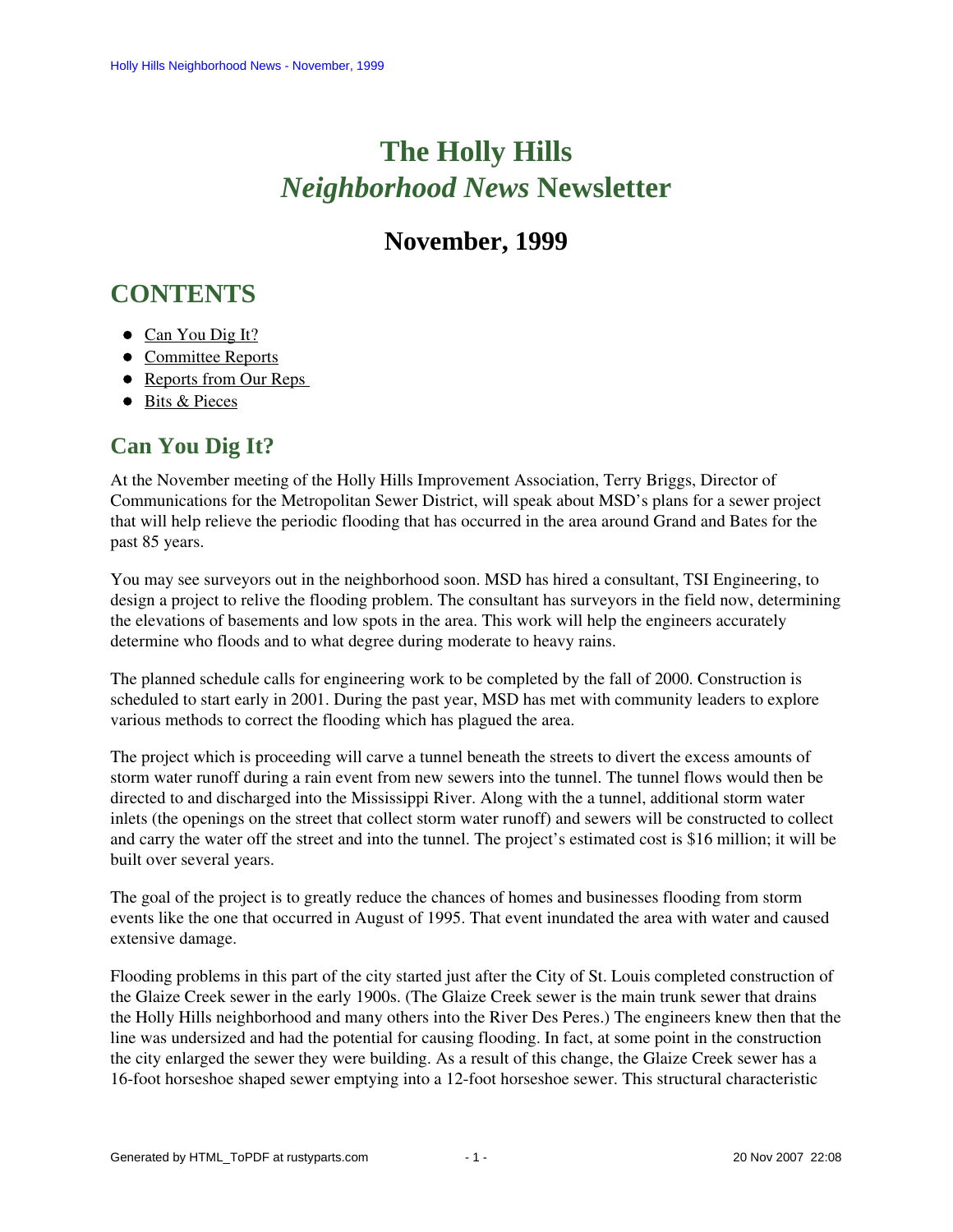# The Holly Hills *Neighborhood News* Newsletter

## November, 1999

## CONTENTS

- Can You Dig It?
- Committee Reports
- Reports from Our Reps
- Bits & Pieces

## Can You Dig It?

At the November meeting of the Holly Hills Improvement Association, Terry Briggs, Director of Communications for the Metropolitan Sewer District, will speak about MSD's plans for a sewer project that will help relieve the periodic flooding that has occurred in the area around Grand and Bates for the past 85 years.

You may see surveyors out in the neighborhood soon. MSD has hired a consultant, TSI Engineering, to design a project to relive the flooding problem. The consultant has surveyors in the field now, determining the elevations of basements and low spots in the area. This work will help the engineers accurately determine who floods and to what degree during moderate to heavy rains.

The planned schedule calls for engineering work to be completed by the fall of 2000. Construction is scheduled to start early in 2001. During the past year, MSD has met with community leaders to explore various methods to correct the flooding which has plagued the area.

The project which is proceeding will carve a tunnel beneath the streets to divert the excess amounts of storm water runoff during a rain event from new sewers into the tunnel. The tunnel flows would then be directed to and discharged into the Mississippi River. Along with the a tunnel, additional storm water inlets (the openings on the street that collect storm water runoff) and sewers will be constructed to collect and carry the water off the street and into the tunnel. The project's estimated cost is $16 million; it will be built over several years.

The goal of the project is to greatly reduce the chances of homes and businesses flooding from storm events like the one that occurred in August of 1995. That event inundated the area with water and caused extensive damage.

Flooding problems in this part of the city started just after the City of St. Louis completed construction of the Glaize Creek sewer in the early 1900s. (The Glaize Creek sewer is the main trunk sewer that drains the Holly Hills neighborhood and many others into the River Des Peres.) The engineers knew then that the line was undersized and had the potential for causing flooding. In fact, at some point in the construction the city enlarged the sewer they were building. As a result of this change, the Glaize Creek sewer has a 16-foot horseshoe shaped sewer emptying into a 12-foot horseshoe sewer. This structural characteristic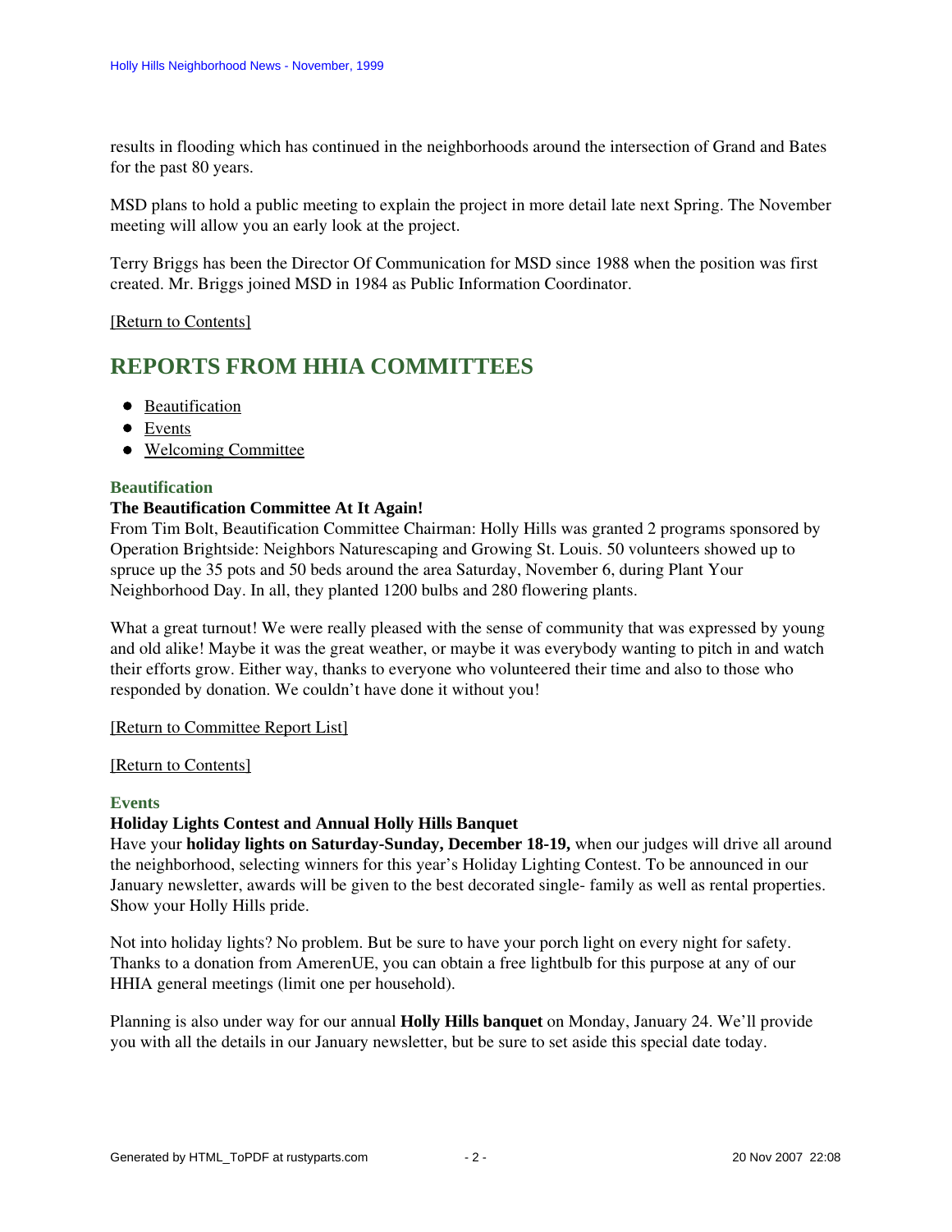results in flooding which has continued in the neighborhoods around the intersection of Grand and Bates for the past 80 years.

MSD plans to hold a public meeting to explain the project in more detail late next Spring. The November meeting will allow you an early look at the project.

Terry Briggs has been the Director Of Communication for MSD since 1988 when the position was first created. Mr. Briggs joined MSD in 1984 as Public Information Coordinator.

[Return to Contents]

## REPORTS FROM HHIA COMMITTEES

- Beautification
- Events
- Welcoming Committee

### Beautification

**The Beautification Committee At It Again!**
From Tim Bolt, Beautification Committee Chairman: Holly Hills was granted 2 programs sponsored by Operation Brightside: Neighbors Naturescaping and Growing St. Louis. 50 volunteers showed up to spruce up the 35 pots and 50 beds around the area Saturday, November 6, during Plant Your Neighborhood Day. In all, they planted 1200 bulbs and 280 flowering plants.

What a great turnout! We were really pleased with the sense of community that was expressed by young and old alike! Maybe it was the great weather, or maybe it was everybody wanting to pitch in and watch their efforts grow. Either way, thanks to everyone who volunteered their time and also to those who responded by donation. We couldn't have done it without you!

[Return to Committee Report List]

[Return to Contents]

### Events

**Holiday Lights Contest and Annual Holly Hills Banquet**
Have your **holiday lights on Saturday-Sunday, December 18-19,** when our judges will drive all around the neighborhood, selecting winners for this year's Holiday Lighting Contest. To be announced in our January newsletter, awards will be given to the best decorated single- family as well as rental properties. Show your Holly Hills pride.

Not into holiday lights? No problem. But be sure to have your porch light on every night for safety. Thanks to a donation from AmerenUE, you can obtain a free lightbulb for this purpose at any of our HHIA general meetings (limit one per household).

Planning is also under way for our annual **Holly Hills banquet** on Monday, January 24. We'll provide you with all the details in our January newsletter, but be sure to set aside this special date today.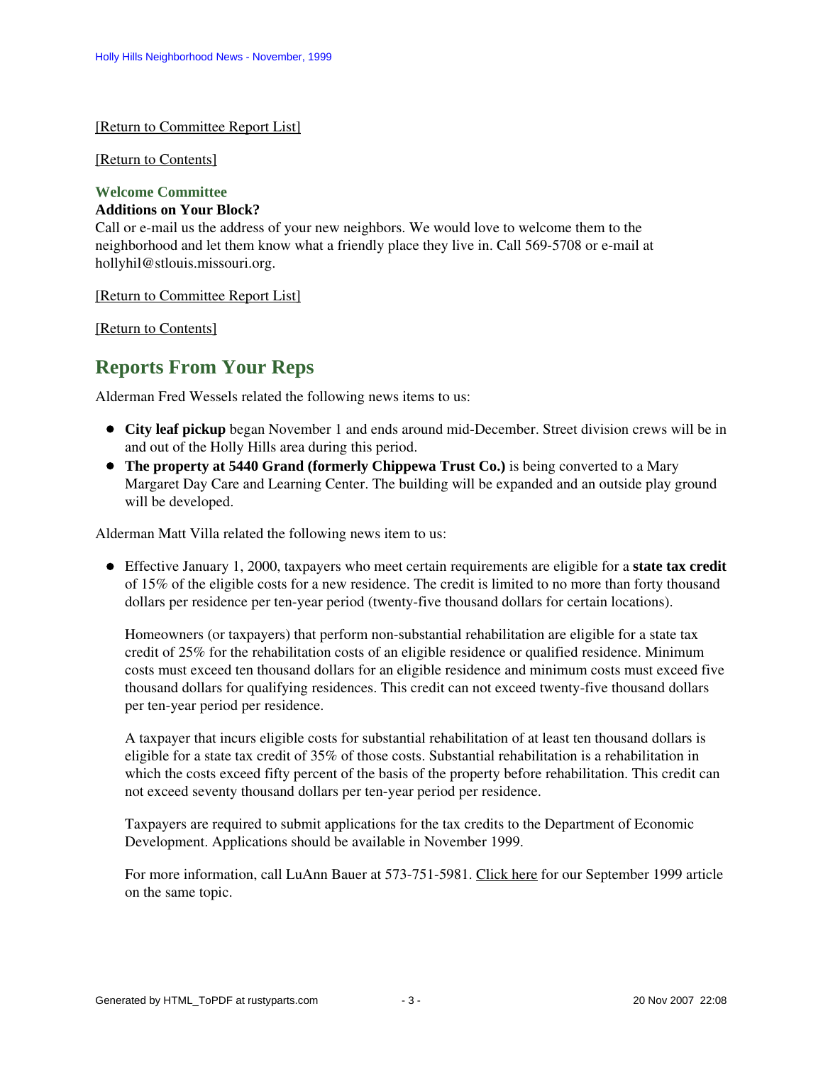[Return to Committee Report List]

[Return to Contents]

### Welcome Committee

**Additions on Your Block?**
Call or e-mail us the address of your new neighbors. We would love to welcome them to the neighborhood and let them know what a friendly place they live in. Call 569-5708 or e-mail at hollyhil@stlouis.missouri.org.

[Return to Committee Report List]

[Return to Contents]

## Reports From Your Reps

Alderman Fred Wessels related the following news items to us:

- **City leaf pickup** began November 1 and ends around mid-December. Street division crews will be in and out of the Holly Hills area during this period.
- **The property at 5440 Grand (formerly Chippewa Trust Co.)** is being converted to a Mary Margaret Day Care and Learning Center. The building will be expanded and an outside play ground will be developed.

Alderman Matt Villa related the following news item to us:

- Effective January 1, 2000, taxpayers who meet certain requirements are eligible for a **state tax credit** of 15% of the eligible costs for a new residence. The credit is limited to no more than forty thousand dollars per residence per ten-year period (twenty-five thousand dollars for certain locations).

  Homeowners (or taxpayers) that perform non-substantial rehabilitation are eligible for a state tax credit of 25% for the rehabilitation costs of an eligible residence or qualified residence. Minimum costs must exceed ten thousand dollars for an eligible residence and minimum costs must exceed five thousand dollars for qualifying residences. This credit can not exceed twenty-five thousand dollars per ten-year period per residence.

  A taxpayer that incurs eligible costs for substantial rehabilitation of at least ten thousand dollars is eligible for a state tax credit of 35% of those costs. Substantial rehabilitation is a rehabilitation in which the costs exceed fifty percent of the basis of the property before rehabilitation. This credit can not exceed seventy thousand dollars per ten-year period per residence.

  Taxpayers are required to submit applications for the tax credits to the Department of Economic Development. Applications should be available in November 1999.

  For more information, call LuAnn Bauer at 573-751-5981. Click here for our September 1999 article on the same topic.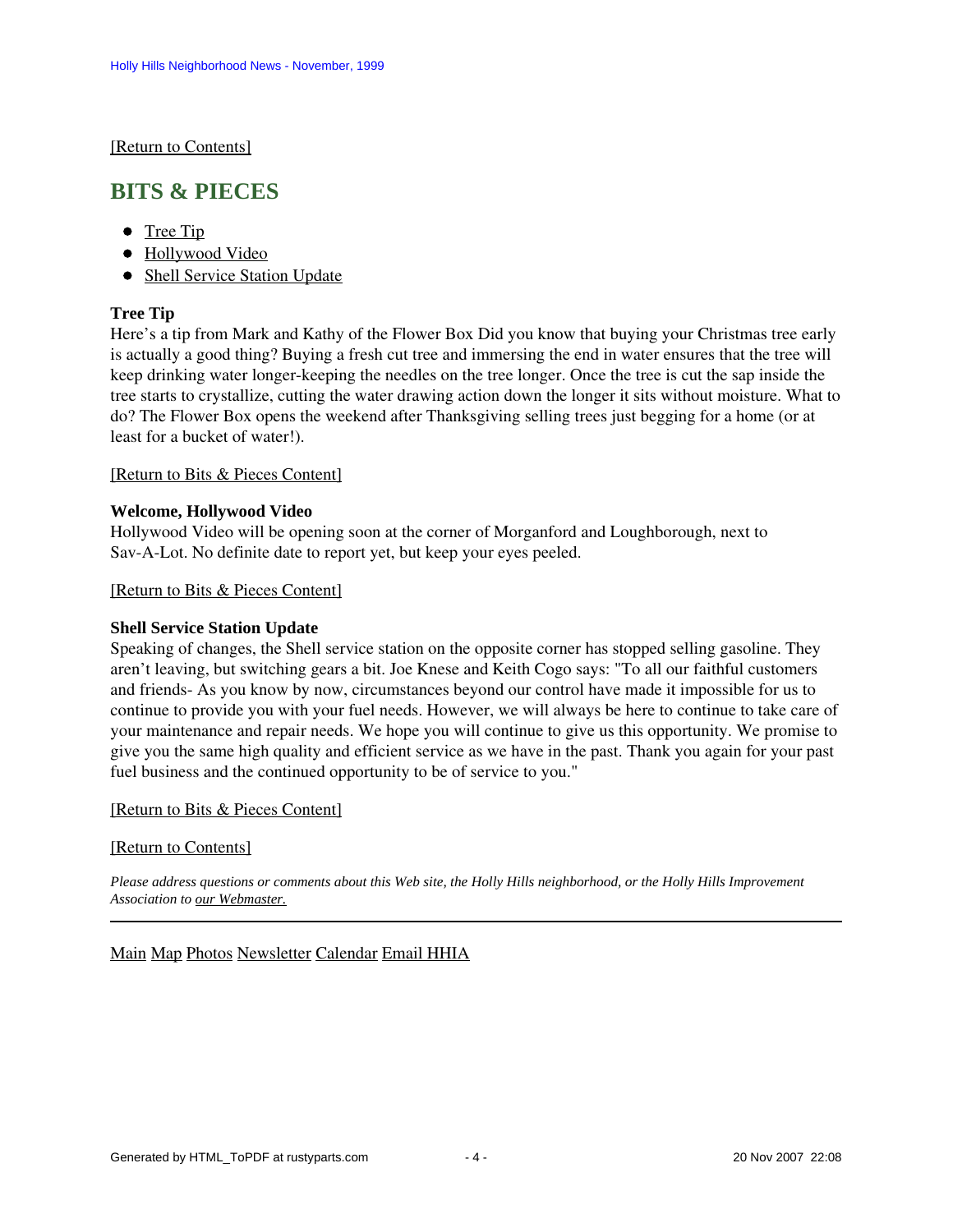[Return to Contents]

## BITS & PIECES

- Tree Tip
- Hollywood Video
- Shell Service Station Update

**Tree Tip**
Here's a tip from Mark and Kathy of the Flower Box Did you know that buying your Christmas tree early is actually a good thing? Buying a fresh cut tree and immersing the end in water ensures that the tree will keep drinking water longer-keeping the needles on the tree longer. Once the tree is cut the sap inside the tree starts to crystallize, cutting the water drawing action down the longer it sits without moisture. What to do? The Flower Box opens the weekend after Thanksgiving selling trees just begging for a home (or at least for a bucket of water!).

[Return to Bits & Pieces Content]

**Welcome, Hollywood Video**
Hollywood Video will be opening soon at the corner of Morganford and Loughborough, next to Sav-A-Lot. No definite date to report yet, but keep your eyes peeled.

[Return to Bits & Pieces Content]

**Shell Service Station Update**
Speaking of changes, the Shell service station on the opposite corner has stopped selling gasoline. They aren't leaving, but switching gears a bit. Joe Knese and Keith Cogo says: "To all our faithful customers and friends- As you know by now, circumstances beyond our control have made it impossible for us to continue to provide you with your fuel needs. However, we will always be here to continue to take care of your maintenance and repair needs. We hope you will continue to give us this opportunity. We promise to give you the same high quality and efficient service as we have in the past. Thank you again for your past fuel business and the continued opportunity to be of service to you."

[Return to Bits & Pieces Content]

[Return to Contents]

*Please address questions or comments about this Web site, the Holly Hills neighborhood, or the Holly Hills Improvement Association to our Webmaster.*

---

Main Map Photos Newsletter Calendar Email HHIA